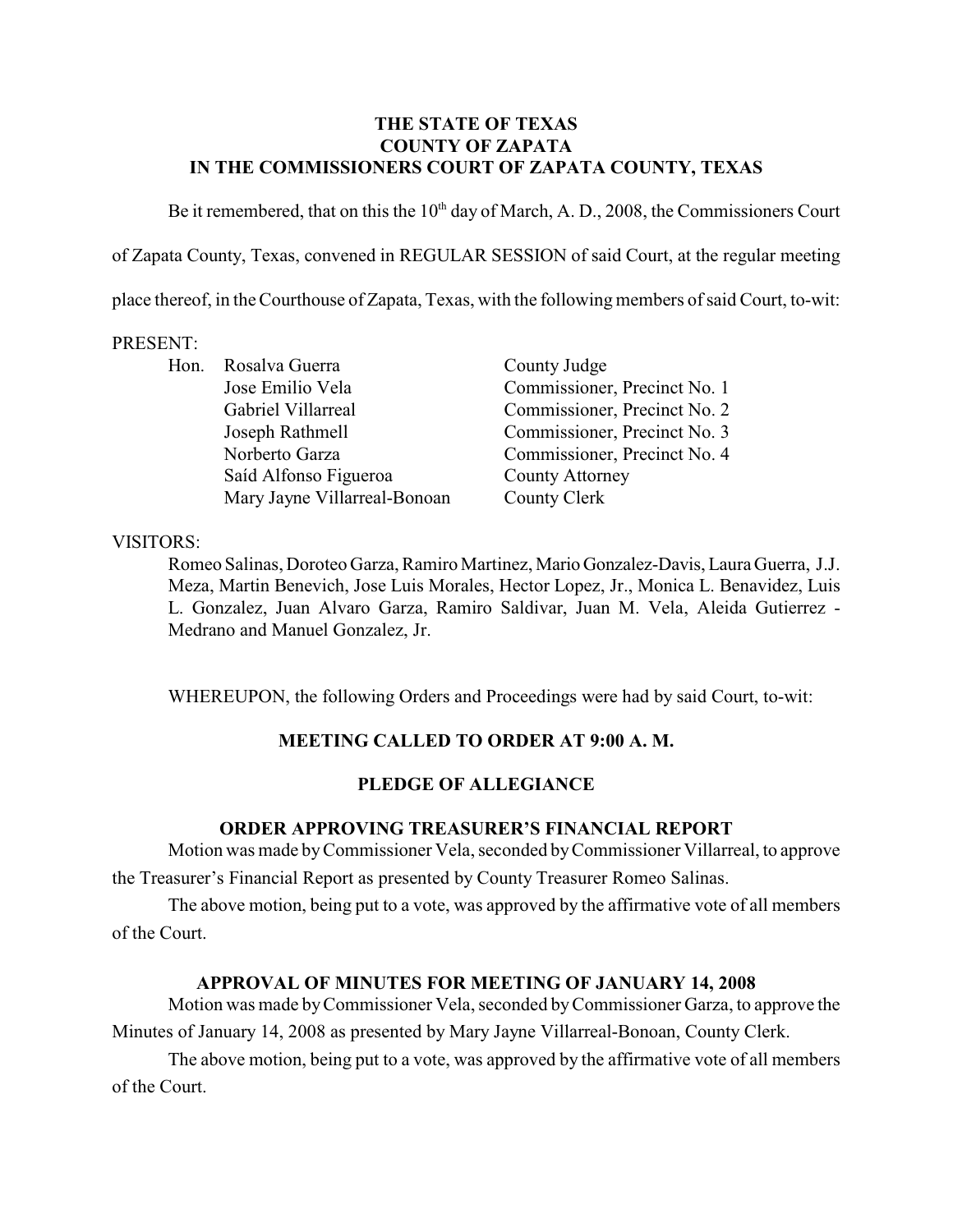**THE STATE OF TEXAS**
**COUNTY OF ZAPATA**
**IN THE COMMISSIONERS COURT OF ZAPATA COUNTY, TEXAS**

Be it remembered, that on this the 10th day of March, A. D., 2008, the Commissioners Court of Zapata County, Texas, convened in REGULAR SESSION of said Court, at the regular meeting place thereof, in the Courthouse of Zapata, Texas, with the following members of said Court, to-wit:

PRESENT:

| | | |
|---|---|---|
| Hon. | Rosalva Guerra | County Judge |
| | Jose Emilio Vela | Commissioner, Precinct No. 1 |
| | Gabriel Villarreal | Commissioner, Precinct No. 2 |
| | Joseph Rathmell | Commissioner, Precinct No. 3 |
| | Norberto Garza | Commissioner, Precinct No. 4 |
| | Saíd Alfonso Figueroa | County Attorney |
| | Mary Jayne Villarreal-Bonoan | County Clerk |

VISITORS:

Romeo Salinas, Doroteo Garza, Ramiro Martinez, Mario Gonzalez-Davis, Laura Guerra, J.J. Meza, Martin Benevich, Jose Luis Morales, Hector Lopez, Jr., Monica L. Benavidez, Luis L. Gonzalez, Juan Alvaro Garza, Ramiro Saldivar, Juan M. Vela, Aleida Gutierrez - Medrano and Manuel Gonzalez, Jr.

WHEREUPON, the following Orders and Proceedings were had by said Court, to-wit:

**MEETING CALLED TO ORDER AT 9:00 A. M.**

**PLEDGE OF ALLEGIANCE**

**ORDER APPROVING TREASURER'S FINANCIAL REPORT**

Motion was made by Commissioner Vela, seconded by Commissioner Villarreal, to approve the Treasurer's Financial Report as presented by County Treasurer Romeo Salinas.

The above motion, being put to a vote, was approved by the affirmative vote of all members of the Court.

**APPROVAL OF MINUTES FOR MEETING OF JANUARY 14, 2008**

Motion was made by Commissioner Vela, seconded by Commissioner Garza, to approve the Minutes of January 14, 2008 as presented by Mary Jayne Villarreal-Bonoan, County Clerk.

The above motion, being put to a vote, was approved by the affirmative vote of all members of the Court.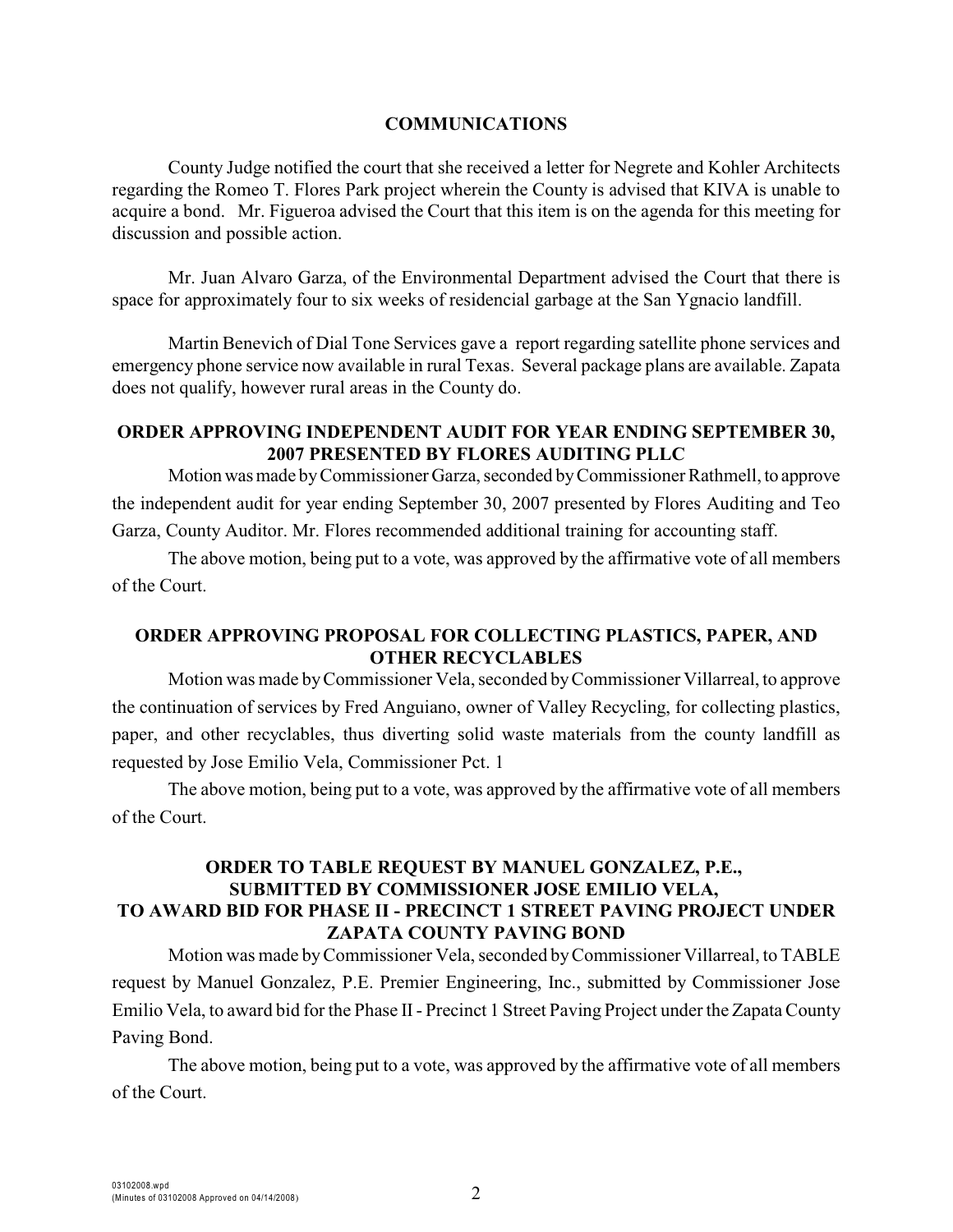## COMMUNICATIONS

County Judge notified the court that she received a letter for Negrete and Kohler Architects regarding the Romeo T. Flores Park project wherein the County is advised that KIVA is unable to acquire a bond. Mr. Figueroa advised the Court that this item is on the agenda for this meeting for discussion and possible action.

Mr. Juan Alvaro Garza, of the Environmental Department advised the Court that there is space for approximately four to six weeks of residencial garbage at the San Ygnacio landfill.

Martin Benevich of Dial Tone Services gave a report regarding satellite phone services and emergency phone service now available in rural Texas. Several package plans are available. Zapata does not qualify, however rural areas in the County do.

## ORDER APPROVING INDEPENDENT AUDIT FOR YEAR ENDING SEPTEMBER 30, 2007 PRESENTED BY FLORES AUDITING PLLC

Motion was made by Commissioner Garza, seconded by Commissioner Rathmell, to approve the independent audit for year ending September 30, 2007 presented by Flores Auditing and Teo Garza, County Auditor. Mr. Flores recommended additional training for accounting staff.

The above motion, being put to a vote, was approved by the affirmative vote of all members of the Court.

## ORDER APPROVING PROPOSAL FOR COLLECTING PLASTICS, PAPER, AND OTHER RECYCLABLES

Motion was made by Commissioner Vela, seconded by Commissioner Villarreal, to approve the continuation of services by Fred Anguiano, owner of Valley Recycling, for collecting plastics, paper, and other recyclables, thus diverting solid waste materials from the county landfill as requested by Jose Emilio Vela, Commissioner Pct. 1

The above motion, being put to a vote, was approved by the affirmative vote of all members of the Court.

## ORDER TO TABLE REQUEST BY MANUEL GONZALEZ, P.E., SUBMITTED BY COMMISSIONER JOSE EMILIO VELA, TO AWARD BID FOR PHASE II - PRECINCT 1 STREET PAVING PROJECT UNDER ZAPATA COUNTY PAVING BOND

Motion was made by Commissioner Vela, seconded by Commissioner Villarreal, to TABLE request by Manuel Gonzalez, P.E. Premier Engineering, Inc., submitted by Commissioner Jose Emilio Vela, to award bid for the Phase II - Precinct 1 Street Paving Project under the Zapata County Paving Bond.

The above motion, being put to a vote, was approved by the affirmative vote of all members of the Court.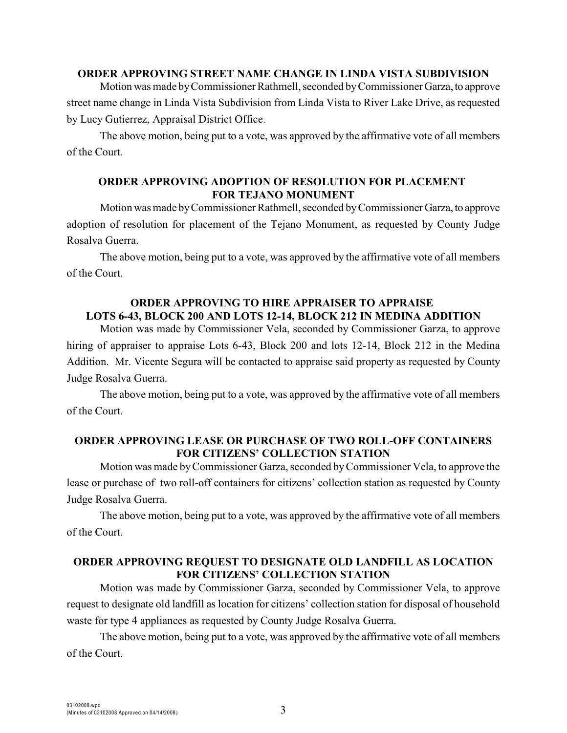**ORDER APPROVING STREET NAME CHANGE IN LINDA VISTA SUBDIVISION**

Motion was made by Commissioner Rathmell, seconded by Commissioner Garza, to approve street name change in Linda Vista Subdivision from Linda Vista to River Lake Drive, as requested by Lucy Gutierrez, Appraisal District Office.

The above motion, being put to a vote, was approved by the affirmative vote of all members of the Court.

**ORDER APPROVING ADOPTION OF RESOLUTION FOR PLACEMENT FOR TEJANO MONUMENT**

Motion was made by Commissioner Rathmell, seconded by Commissioner Garza, to approve adoption of resolution for placement of the Tejano Monument, as requested by County Judge Rosalva Guerra.

The above motion, being put to a vote, was approved by the affirmative vote of all members of the Court.

**ORDER APPROVING TO HIRE APPRAISER TO APPRAISE LOTS 6-43, BLOCK 200 AND LOTS 12-14, BLOCK 212 IN MEDINA ADDITION**

Motion was made by Commissioner Vela, seconded by Commissioner Garza, to approve hiring of appraiser to appraise Lots 6-43, Block 200 and lots 12-14, Block 212 in the Medina Addition. Mr. Vicente Segura will be contacted to appraise said property as requested by County Judge Rosalva Guerra.

The above motion, being put to a vote, was approved by the affirmative vote of all members of the Court.

**ORDER APPROVING LEASE OR PURCHASE OF TWO ROLL-OFF CONTAINERS FOR CITIZENS' COLLECTION STATION**

Motion was made by Commissioner Garza, seconded by Commissioner Vela, to approve the lease or purchase of two roll-off containers for citizens' collection station as requested by County Judge Rosalva Guerra.

The above motion, being put to a vote, was approved by the affirmative vote of all members of the Court.

**ORDER APPROVING REQUEST TO DESIGNATE OLD LANDFILL AS LOCATION FOR CITIZENS' COLLECTION STATION**

Motion was made by Commissioner Garza, seconded by Commissioner Vela, to approve request to designate old landfill as location for citizens' collection station for disposal of household waste for type 4 appliances as requested by County Judge Rosalva Guerra.

The above motion, being put to a vote, was approved by the affirmative vote of all members of the Court.

03102008.wpd
(Minutes of 03102008 Approved on 04/14/2008)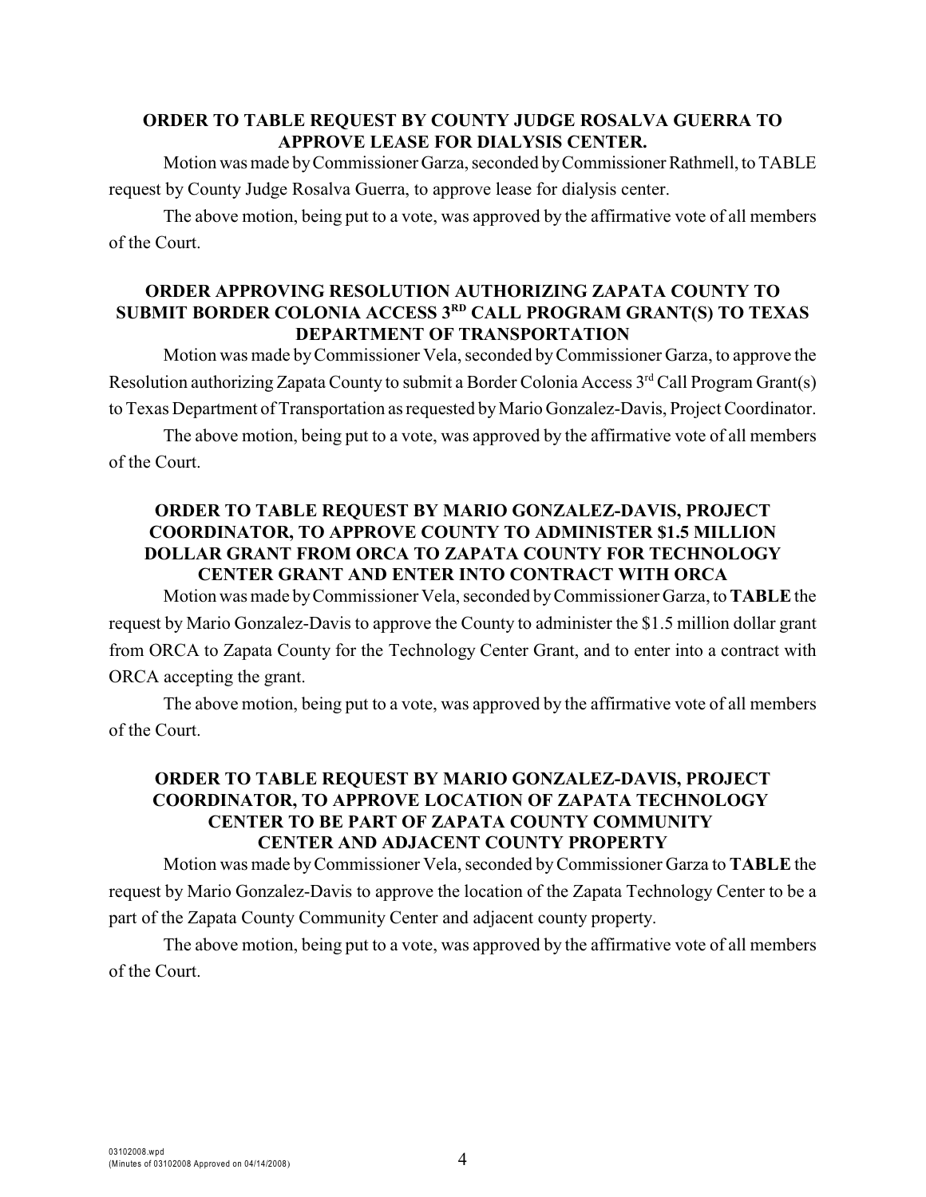**ORDER TO TABLE REQUEST BY COUNTY JUDGE ROSALVA GUERRA TO APPROVE LEASE FOR DIALYSIS CENTER.**

Motion was made by Commissioner Garza, seconded by Commissioner Rathmell, to TABLE request by County Judge Rosalva Guerra, to approve lease for dialysis center.

The above motion, being put to a vote, was approved by the affirmative vote of all members of the Court.

**ORDER APPROVING RESOLUTION AUTHORIZING ZAPATA COUNTY TO SUBMIT BORDER COLONIA ACCESS 3RD CALL PROGRAM GRANT(S) TO TEXAS DEPARTMENT OF TRANSPORTATION**

Motion was made by Commissioner Vela, seconded by Commissioner Garza, to approve the Resolution authorizing Zapata County to submit a Border Colonia Access 3rd Call Program Grant(s) to Texas Department of Transportation as requested by Mario Gonzalez-Davis, Project Coordinator.

The above motion, being put to a vote, was approved by the affirmative vote of all members of the Court.

**ORDER TO TABLE REQUEST BY MARIO GONZALEZ-DAVIS, PROJECT COORDINATOR, TO APPROVE COUNTY TO ADMINISTER $1.5 MILLION DOLLAR GRANT FROM ORCA TO ZAPATA COUNTY FOR TECHNOLOGY CENTER GRANT AND ENTER INTO CONTRACT WITH ORCA**

Motion was made by Commissioner Vela, seconded by Commissioner Garza, to **TABLE** the request by Mario Gonzalez-Davis to approve the County to administer the $1.5 million dollar grant from ORCA to Zapata County for the Technology Center Grant, and to enter into a contract with ORCA accepting the grant.

The above motion, being put to a vote, was approved by the affirmative vote of all members of the Court.

**ORDER TO TABLE REQUEST BY MARIO GONZALEZ-DAVIS, PROJECT COORDINATOR, TO APPROVE LOCATION OF ZAPATA TECHNOLOGY CENTER TO BE PART OF ZAPATA COUNTY COMMUNITY CENTER AND ADJACENT COUNTY PROPERTY**

Motion was made by Commissioner Vela, seconded by Commissioner Garza to **TABLE** the request by Mario Gonzalez-Davis to approve the location of the Zapata Technology Center to be a part of the Zapata County Community Center and adjacent county property.

The above motion, being put to a vote, was approved by the affirmative vote of all members of the Court.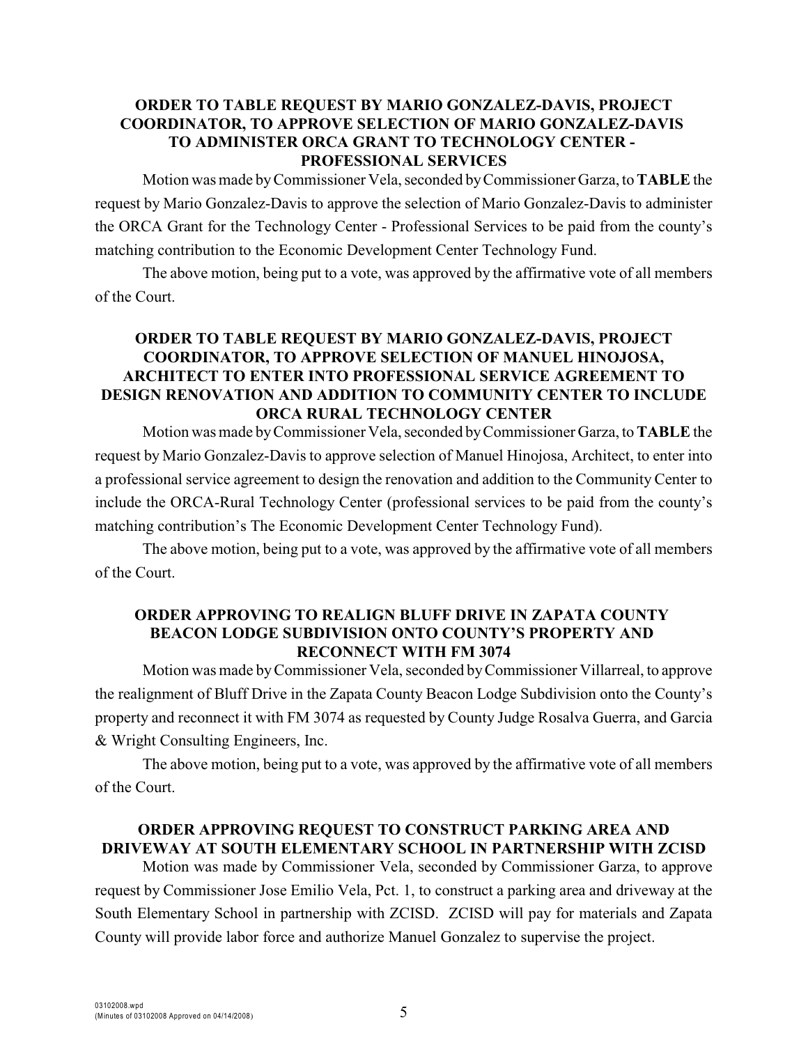**ORDER TO TABLE REQUEST BY MARIO GONZALEZ-DAVIS, PROJECT COORDINATOR, TO APPROVE SELECTION OF MARIO GONZALEZ-DAVIS TO ADMINISTER ORCA GRANT TO TECHNOLOGY CENTER - PROFESSIONAL SERVICES**

Motion was made by Commissioner Vela, seconded by Commissioner Garza, to **TABLE** the request by Mario Gonzalez-Davis to approve the selection of Mario Gonzalez-Davis to administer the ORCA Grant for the Technology Center - Professional Services to be paid from the county's matching contribution to the Economic Development Center Technology Fund.

The above motion, being put to a vote, was approved by the affirmative vote of all members of the Court.

**ORDER TO TABLE REQUEST BY MARIO GONZALEZ-DAVIS, PROJECT COORDINATOR, TO APPROVE SELECTION OF MANUEL HINOJOSA, ARCHITECT TO ENTER INTO PROFESSIONAL SERVICE AGREEMENT TO DESIGN RENOVATION AND ADDITION TO COMMUNITY CENTER TO INCLUDE ORCA RURAL TECHNOLOGY CENTER**

Motion was made by Commissioner Vela, seconded by Commissioner Garza, to **TABLE** the request by Mario Gonzalez-Davis to approve selection of Manuel Hinojosa, Architect, to enter into a professional service agreement to design the renovation and addition to the Community Center to include the ORCA-Rural Technology Center (professional services to be paid from the county's matching contribution's The Economic Development Center Technology Fund).

The above motion, being put to a vote, was approved by the affirmative vote of all members of the Court.

**ORDER APPROVING TO REALIGN BLUFF DRIVE IN ZAPATA COUNTY BEACON LODGE SUBDIVISION ONTO COUNTY'S PROPERTY AND RECONNECT WITH FM 3074**

Motion was made by Commissioner Vela, seconded by Commissioner Villarreal, to approve the realignment of Bluff Drive in the Zapata County Beacon Lodge Subdivision onto the County's property and reconnect it with FM 3074 as requested by County Judge Rosalva Guerra, and Garcia & Wright Consulting Engineers, Inc.

The above motion, being put to a vote, was approved by the affirmative vote of all members of the Court.

**ORDER APPROVING REQUEST TO CONSTRUCT PARKING AREA AND DRIVEWAY AT SOUTH ELEMENTARY SCHOOL IN PARTNERSHIP WITH ZCISD**

Motion was made by Commissioner Vela, seconded by Commissioner Garza, to approve request by Commissioner Jose Emilio Vela, Pct. 1, to construct a parking area and driveway at the South Elementary School in partnership with ZCISD. ZCISD will pay for materials and Zapata County will provide labor force and authorize Manuel Gonzalez to supervise the project.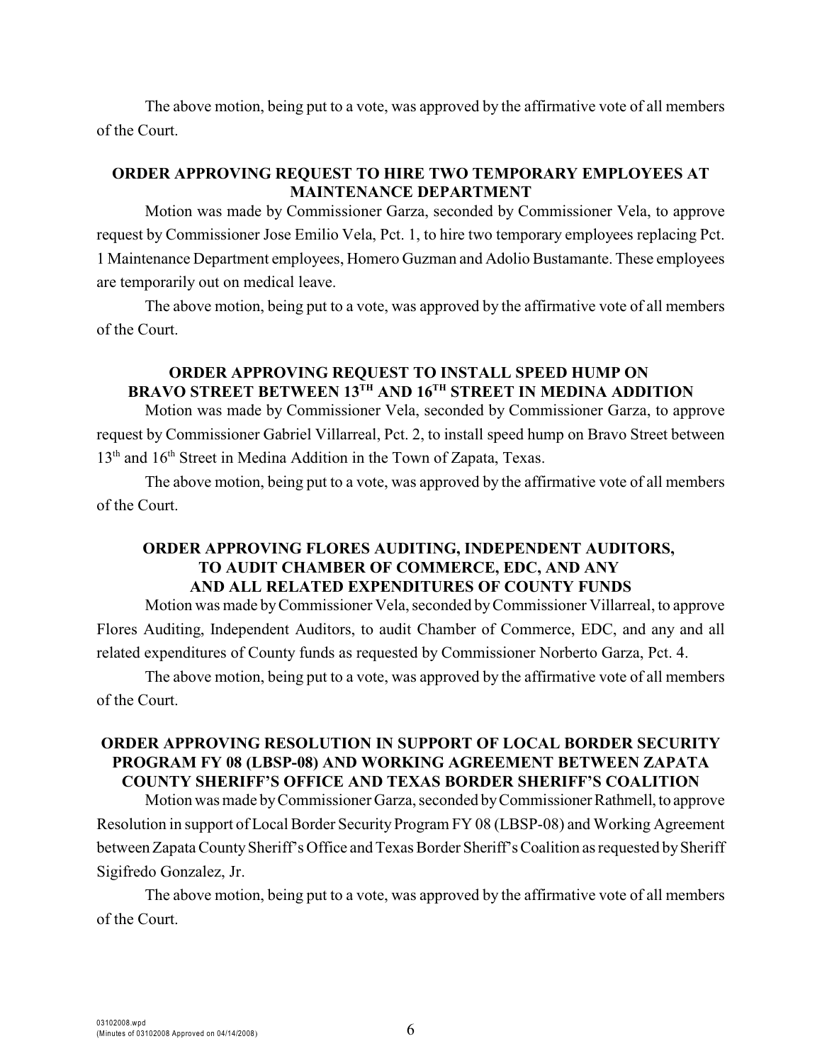The above motion, being put to a vote, was approved by the affirmative vote of all members of the Court.

**ORDER APPROVING REQUEST TO HIRE TWO TEMPORARY EMPLOYEES AT MAINTENANCE DEPARTMENT**

Motion was made by Commissioner Garza, seconded by Commissioner Vela, to approve request by Commissioner Jose Emilio Vela, Pct. 1, to hire two temporary employees replacing Pct. 1 Maintenance Department employees, Homero Guzman and Adolio Bustamante. These employees are temporarily out on medical leave.

The above motion, being put to a vote, was approved by the affirmative vote of all members of the Court.

**ORDER APPROVING REQUEST TO INSTALL SPEED HUMP ON BRAVO STREET BETWEEN 13TH AND 16TH STREET IN MEDINA ADDITION**

Motion was made by Commissioner Vela, seconded by Commissioner Garza, to approve request by Commissioner Gabriel Villarreal, Pct. 2, to install speed hump on Bravo Street between 13th and 16th Street in Medina Addition in the Town of Zapata, Texas.

The above motion, being put to a vote, was approved by the affirmative vote of all members of the Court.

**ORDER APPROVING FLORES AUDITING, INDEPENDENT AUDITORS, TO AUDIT CHAMBER OF COMMERCE, EDC, AND ANY AND ALL RELATED EXPENDITURES OF COUNTY FUNDS**

Motion was made by Commissioner Vela, seconded by Commissioner Villarreal, to approve Flores Auditing, Independent Auditors, to audit Chamber of Commerce, EDC, and any and all related expenditures of County funds as requested by Commissioner Norberto Garza, Pct. 4.

The above motion, being put to a vote, was approved by the affirmative vote of all members of the Court.

**ORDER APPROVING RESOLUTION IN SUPPORT OF LOCAL BORDER SECURITY PROGRAM FY 08 (LBSP-08) AND WORKING AGREEMENT BETWEEN ZAPATA COUNTY SHERIFF'S OFFICE AND TEXAS BORDER SHERIFF'S COALITION**

Motion was made by Commissioner Garza, seconded by Commissioner Rathmell, to approve Resolution in support of Local Border Security Program FY 08 (LBSP-08) and Working Agreement between Zapata County Sheriff's Office and Texas Border Sheriff's Coalition as requested by Sheriff Sigifredo Gonzalez, Jr.

The above motion, being put to a vote, was approved by the affirmative vote of all members of the Court.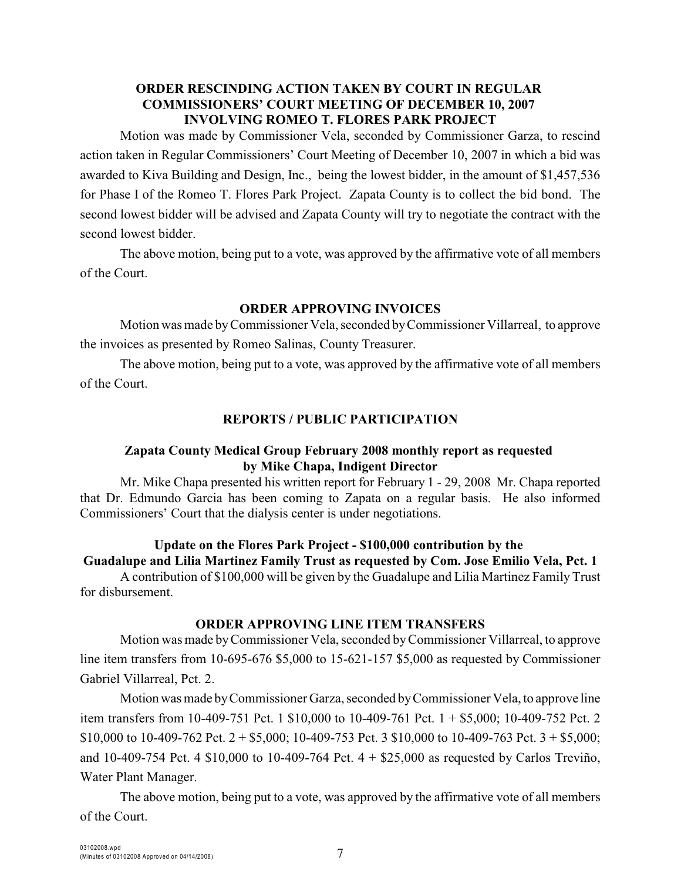**ORDER RESCINDING ACTION TAKEN BY COURT IN REGULAR COMMISSIONERS' COURT MEETING OF DECEMBER 10, 2007 INVOLVING ROMEO T. FLORES PARK PROJECT**

Motion was made by Commissioner Vela, seconded by Commissioner Garza, to rescind action taken in Regular Commissioners' Court Meeting of December 10, 2007 in which a bid was awarded to Kiva Building and Design, Inc., being the lowest bidder, in the amount of $1,457,536 for Phase I of the Romeo T. Flores Park Project. Zapata County is to collect the bid bond. The second lowest bidder will be advised and Zapata County will try to negotiate the contract with the second lowest bidder.

The above motion, being put to a vote, was approved by the affirmative vote of all members of the Court.

**ORDER APPROVING INVOICES**

Motion was made by Commissioner Vela, seconded by Commissioner Villarreal, to approve the invoices as presented by Romeo Salinas, County Treasurer.

The above motion, being put to a vote, was approved by the affirmative vote of all members of the Court.

**REPORTS / PUBLIC PARTICIPATION**

**Zapata County Medical Group February 2008 monthly report as requested by Mike Chapa, Indigent Director**

Mr. Mike Chapa presented his written report for February 1 - 29, 2008 Mr. Chapa reported that Dr. Edmundo Garcia has been coming to Zapata on a regular basis. He also informed Commissioners' Court that the dialysis center is under negotiations.

**Update on the Flores Park Project - $100,000 contribution by the Guadalupe and Lilia Martinez Family Trust as requested by Com. Jose Emilio Vela, Pct. 1**

A contribution of $100,000 will be given by the Guadalupe and Lilia Martinez Family Trust for disbursement.

**ORDER APPROVING LINE ITEM TRANSFERS**

Motion was made by Commissioner Vela, seconded by Commissioner Villarreal, to approve line item transfers from 10-695-676 $5,000 to 15-621-157 $5,000 as requested by Commissioner Gabriel Villarreal, Pct. 2.

Motion was made by Commissioner Garza, seconded by Commissioner Vela, to approve line item transfers from 10-409-751 Pct. 1 $10,000 to 10-409-761 Pct. 1 + $5,000; 10-409-752 Pct. 2 $10,000 to 10-409-762 Pct. 2 + $5,000; 10-409-753 Pct. 3 $10,000 to 10-409-763 Pct. 3 + $5,000; and 10-409-754 Pct. 4 $10,000 to 10-409-764 Pct. 4 + $25,000 as requested by Carlos Treviño, Water Plant Manager.

The above motion, being put to a vote, was approved by the affirmative vote of all members of the Court.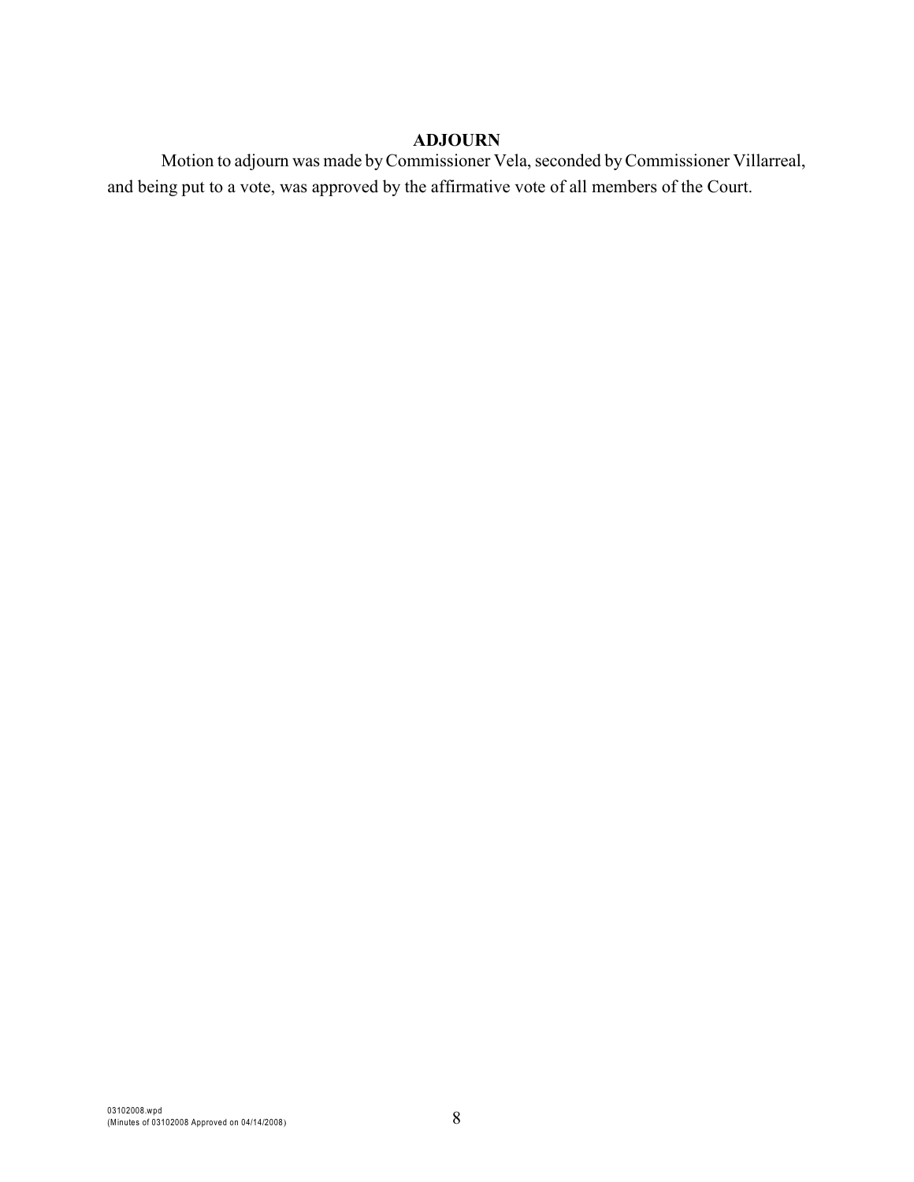## ADJOURN

Motion to adjourn was made by Commissioner Vela, seconded by Commissioner Villarreal, and being put to a vote, was approved by the affirmative vote of all members of the Court.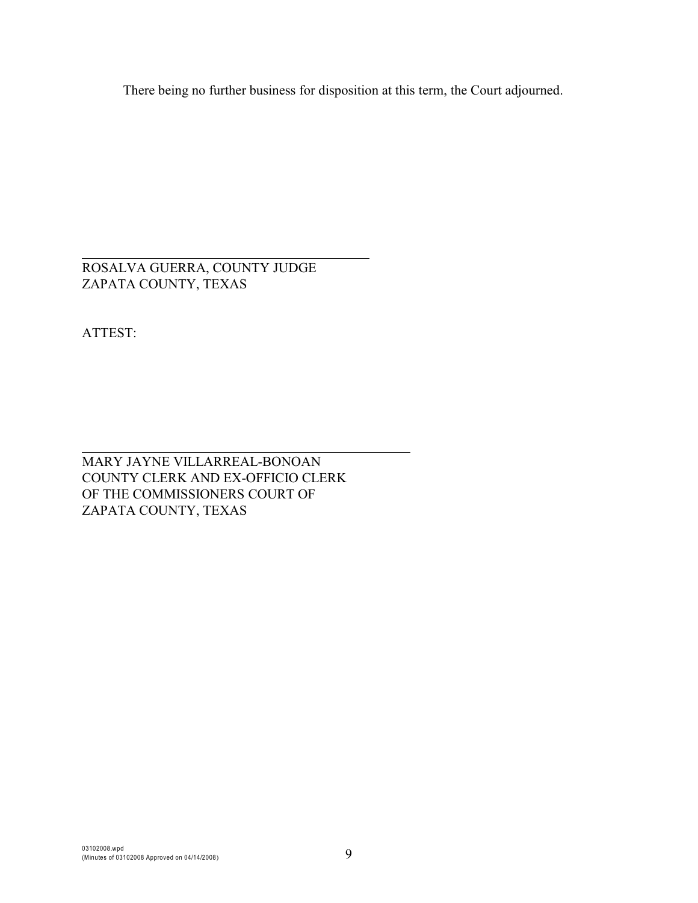There being no further business for disposition at this term, the Court adjourned.

\_\_\_\_\_\_\_\_\_\_\_\_\_\_\_\_\_\_\_\_\_\_\_\_\_\_\_\_\_\_\_\_\_\_\_\_\_\_\_\_

ROSALVA GUERRA, COUNTY JUDGE
ZAPATA COUNTY, TEXAS

ATTEST:

\_\_\_\_\_\_\_\_\_\_\_\_\_\_\_\_\_\_\_\_\_\_\_\_\_\_\_\_\_\_\_\_\_\_\_\_\_\_\_\_\_\_\_\_\_\_

MARY JAYNE VILLARREAL-BONOAN
COUNTY CLERK AND EX-OFFICIO CLERK
OF THE COMMISSIONERS COURT OF
ZAPATA COUNTY, TEXAS

03102008.wpd
(Minutes of 03102008 Approved on 04/14/2008)